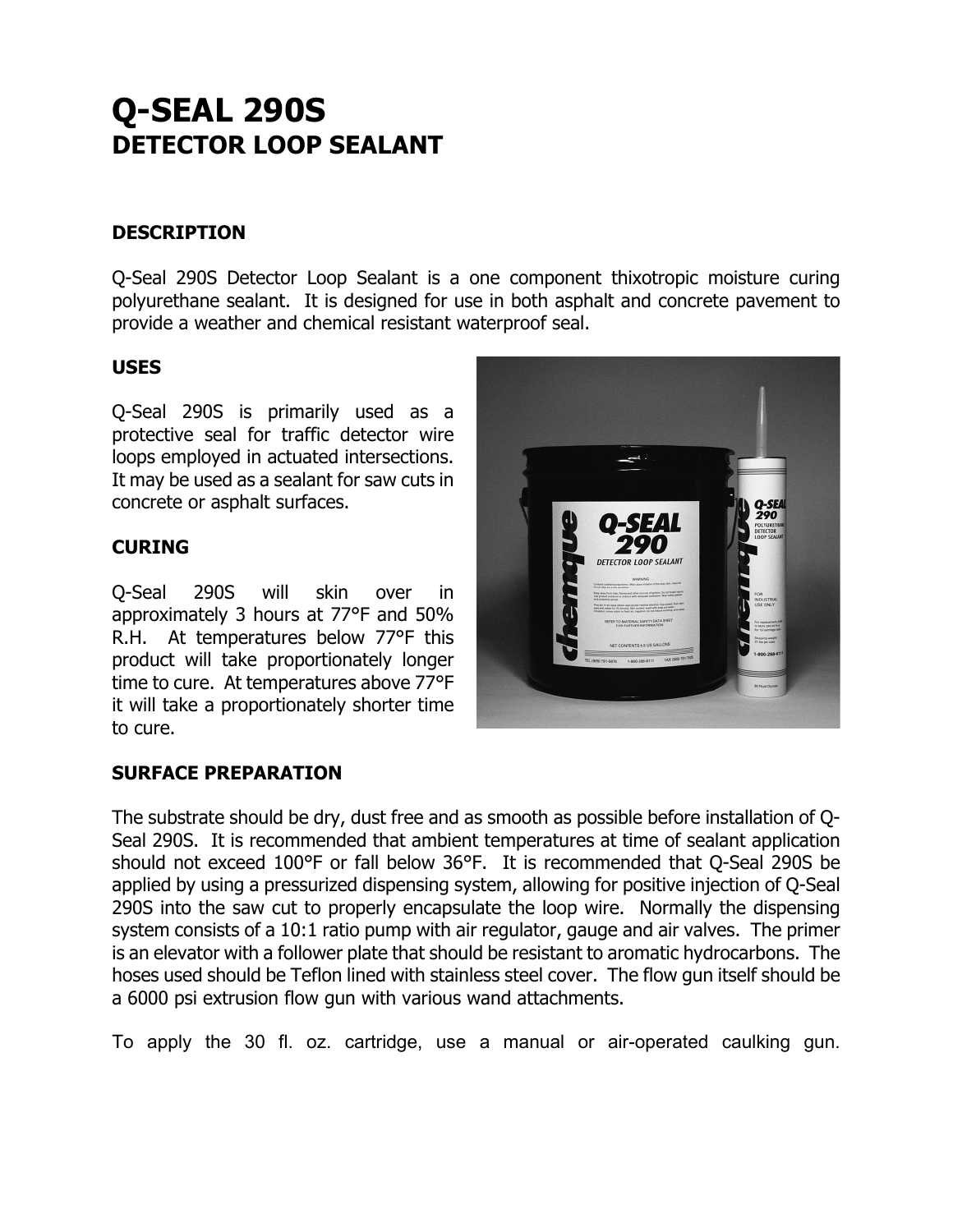# Q-SEAL 290S
## DETECTOR LOOP SEALANT

### DESCRIPTION

Q-Seal 290S Detector Loop Sealant is a one component thixotropic moisture curing polyurethane sealant. It is designed for use in both asphalt and concrete pavement to provide a weather and chemical resistant waterproof seal.

### USES

Q-Seal 290S is primarily used as a protective seal for traffic detector wire loops employed in actuated intersections. It may be used as a sealant for saw cuts in concrete or asphalt surfaces.

### CURING

Q-Seal 290S will skin over in approximately 3 hours at 77°F and 50% R.H. At temperatures below 77°F this product will take proportionately longer time to cure. At temperatures above 77°F it will take a proportionately shorter time to cure.

### SURFACE PREPARATION

The substrate should be dry, dust free and as smooth as possible before installation of Q-Seal 290S. It is recommended that ambient temperatures at time of sealant application should not exceed 100°F or fall below 36°F. It is recommended that Q-Seal 290S be applied by using a pressurized dispensing system, allowing for positive injection of Q-Seal 290S into the saw cut to properly encapsulate the loop wire. Normally the dispensing system consists of a 10:1 ratio pump with air regulator, gauge and air valves. The primer is an elevator with a follower plate that should be resistant to aromatic hydrocarbons. The hoses used should be Teflon lined with stainless steel cover. The flow gun itself should be a 6000 psi extrusion flow gun with various wand attachments.

To apply the 30 fl. oz. cartridge, use a manual or air-operated caulking gun.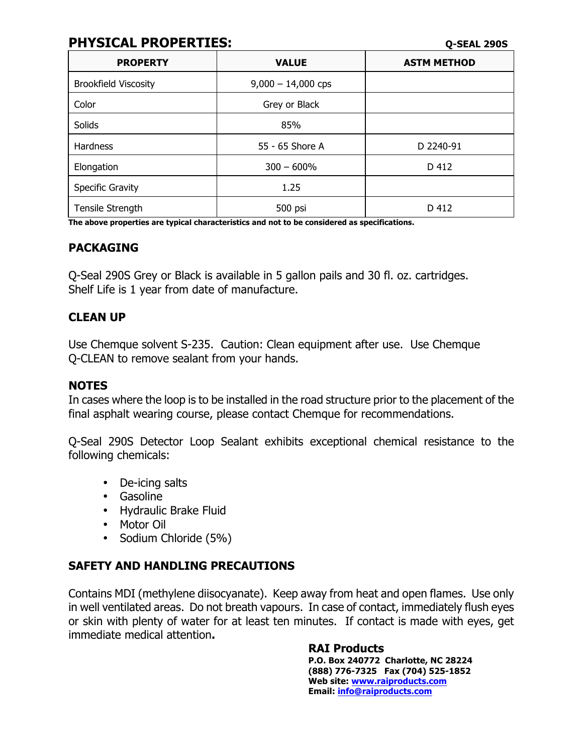## PHYSICAL PROPERTIES:

**Q-SEAL 290S**

| PROPERTY | VALUE | ASTM METHOD |
|---|---|---|
| Brookfield Viscosity | 9,000 – 14,000 cps | |
| Color | Grey or Black | |
| Solids | 85% | |
| Hardness | 55 - 65 Shore A | D 2240-91 |
| Elongation | 300 – 600% | D 412 |
| Specific Gravity | 1.25 | |
| Tensile Strength | 500 psi | D 412 |

**The above properties are typical characteristics and not to be considered as specifications.**

## PACKAGING

Q-Seal 290S Grey or Black is available in 5 gallon pails and 30 fl. oz. cartridges.
Shelf Life is 1 year from date of manufacture.

## CLEAN UP

Use Chemque solvent S-235. Caution: Clean equipment after use. Use Chemque Q-CLEAN to remove sealant from your hands.

## NOTES

In cases where the loop is to be installed in the road structure prior to the placement of the final asphalt wearing course, please contact Chemque for recommendations.

Q-Seal 290S Detector Loop Sealant exhibits exceptional chemical resistance to the following chemicals:

- De-icing salts
- Gasoline
- Hydraulic Brake Fluid
- Motor Oil
- Sodium Chloride (5%)

## SAFETY AND HANDLING PRECAUTIONS

Contains MDI (methylene diisocyanate). Keep away from heat and open flames. Use only in well ventilated areas. Do not breath vapours. In case of contact, immediately flush eyes or skin with plenty of water for at least ten minutes. If contact is made with eyes, get immediate medical attention**.**

**RAI Products**
**P.O. Box 240772 Charlotte, NC 28224**
**(888) 776-7325 Fax (704) 525-1852**
**Web site: www.raiproducts.com**
**Email: info@raiproducts.com**